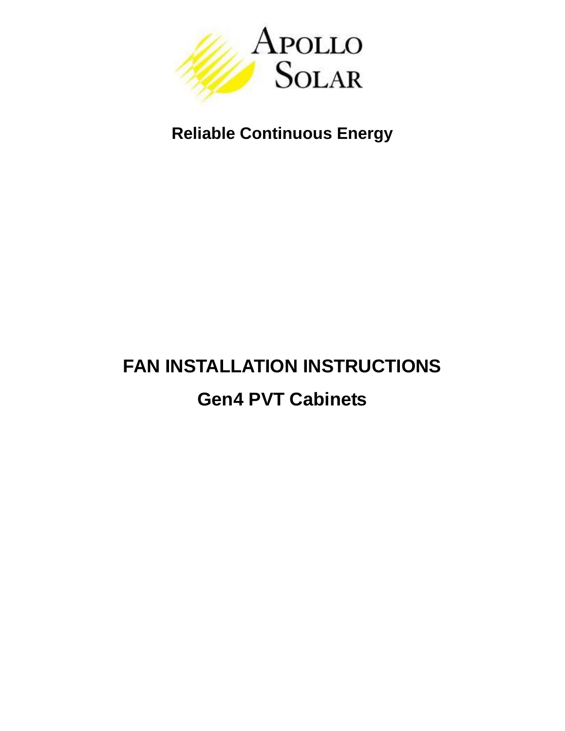APOLLO SOLAR

**Reliable Continuous Energy**

# FAN INSTALLATION INSTRUCTIONS

## Gen4 PVT Cabinets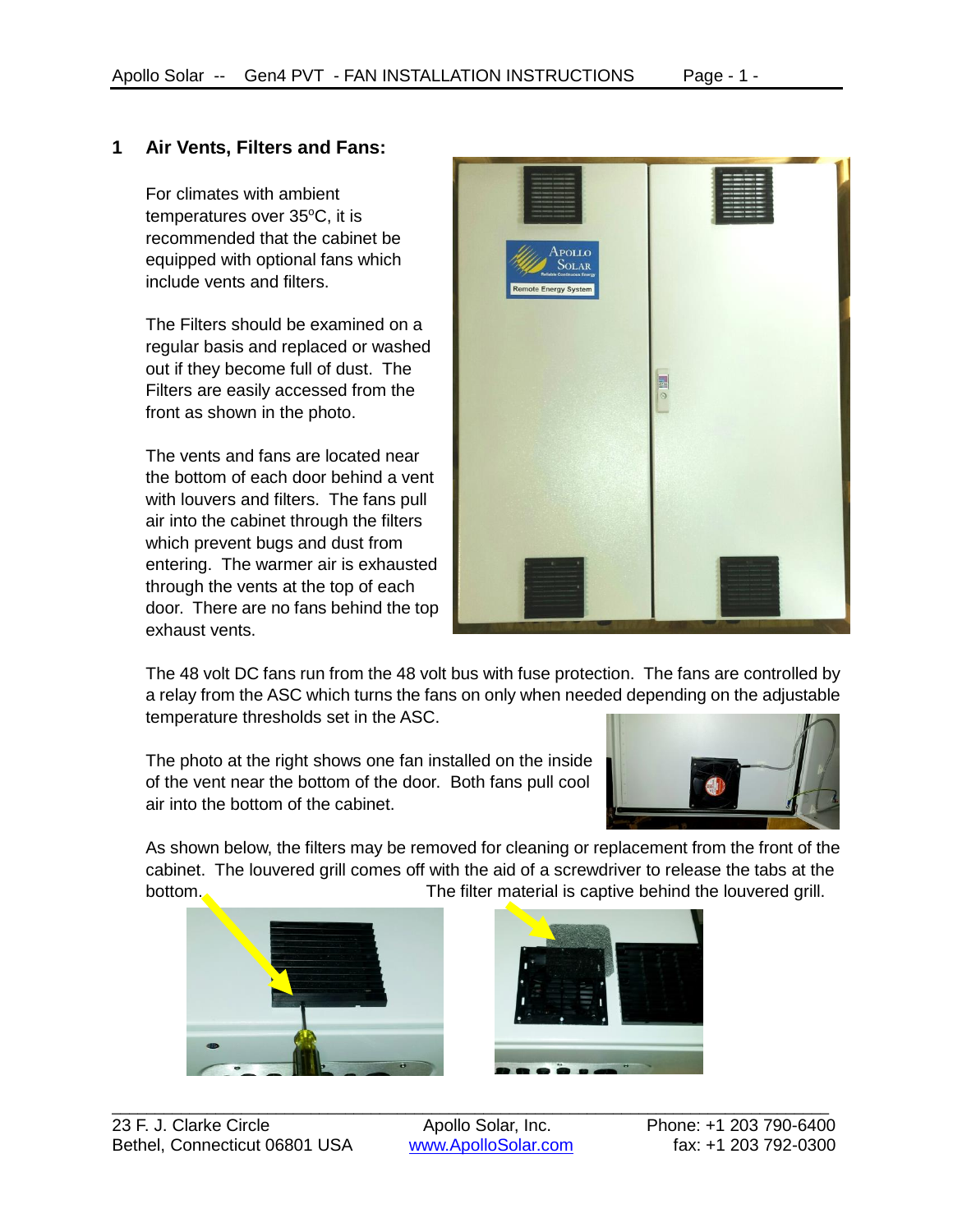## 1 Air Vents, Filters and Fans:

For climates with ambient temperatures over 35$^{o}$C, it is recommended that the cabinet be equipped with optional fans which include vents and filters.

The Filters should be examined on a regular basis and replaced or washed out if they become full of dust. The Filters are easily accessed from the front as shown in the photo.

The vents and fans are located near the bottom of each door behind a vent with louvers and filters. The fans pull air into the cabinet through the filters which prevent bugs and dust from entering. The warmer air is exhausted through the vents at the top of each door. There are no fans behind the top exhaust vents.

The 48 volt DC fans run from the 48 volt bus with fuse protection. The fans are controlled by a relay from the ASC which turns the fans on only when needed depending on the adjustable temperature thresholds set in the ASC.

The photo at the right shows one fan installed on the inside of the vent near the bottom of the door. Both fans pull cool air into the bottom of the cabinet.

As shown below, the filters may be removed for cleaning or replacement from the front of the cabinet. The louvered grill comes off with the aid of a screwdriver to release the tabs at the bottom.

The filter material is captive behind the louvered grill.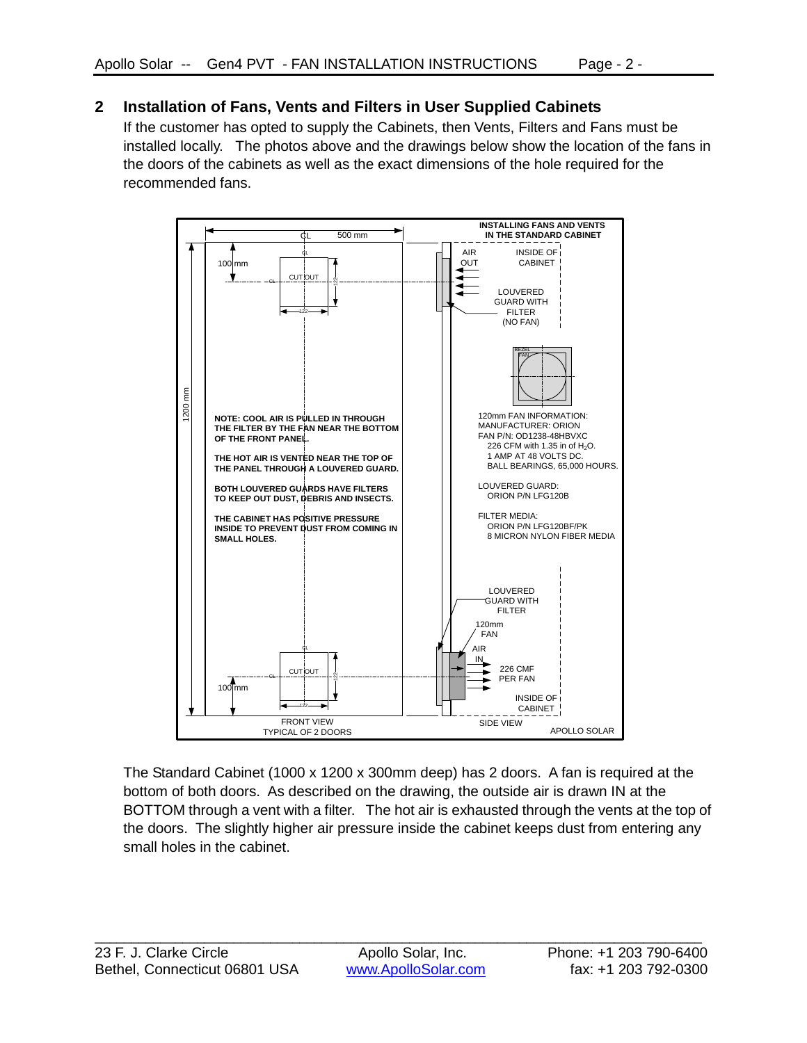## 2 Installation of Fans, Vents and Filters in User Supplied Cabinets

If the customer has opted to supply the Cabinets, then Vents, Filters and Fans must be installed locally. The photos above and the drawings below show the location of the fans in the doors of the cabinets as well as the exact dimensions of the hole required for the recommended fans.

**INSTALLING FANS AND VENTS IN THE STANDARD CABINET**

CL 500 mm

100 mm

CUTOUT

122

1200 mm

**NOTE: COOL AIR IS PULLED IN THROUGH THE FILTER BY THE FAN NEAR THE BOTTOM OF THE FRONT PANEL.**

**THE HOT AIR IS VENTED NEAR THE TOP OF THE PANEL THROUGH A LOUVERED GUARD.**

**BOTH LOUVERED GUARDS HAVE FILTERS TO KEEP OUT DUST, DEBRIS AND INSECTS.**

**THE CABINET HAS POSITIVE PRESSURE INSIDE TO PREVENT DUST FROM COMING IN SMALL HOLES.**

CUTOUT

122

100 mm

FRONT VIEW
TYPICAL OF 2 DOORS

AIR OUT

INSIDE OF CABINET

LOUVERED GUARD WITH FILTER (NO FAN)

BEZEL
FAN

120mm FAN INFORMATION:
MANUFACTURER: ORION
FAN P/N: OD1238-48HBVXC
226 CFM with 1.35 in of $H_2O$.
1 AMP AT 48 VOLTS DC.
BALL BEARINGS, 65,000 HOURS.

LOUVERED GUARD:
ORION P/N LFG120B

FILTER MEDIA:
ORION P/N LFG120BF/PK
8 MICRON NYLON FIBER MEDIA

LOUVERED GUARD WITH FILTER

120mm FAN

AIR IN

226 CMF PER FAN

INSIDE OF CABINET

SIDE VIEW

APOLLO SOLAR

The Standard Cabinet (1000 x 1200 x 300mm deep) has 2 doors. A fan is required at the bottom of both doors. As described on the drawing, the outside air is drawn IN at the BOTTOM through a vent with a filter. The hot air is exhausted through the vents at the top of the doors. The slightly higher air pressure inside the cabinet keeps dust from entering any small holes in the cabinet.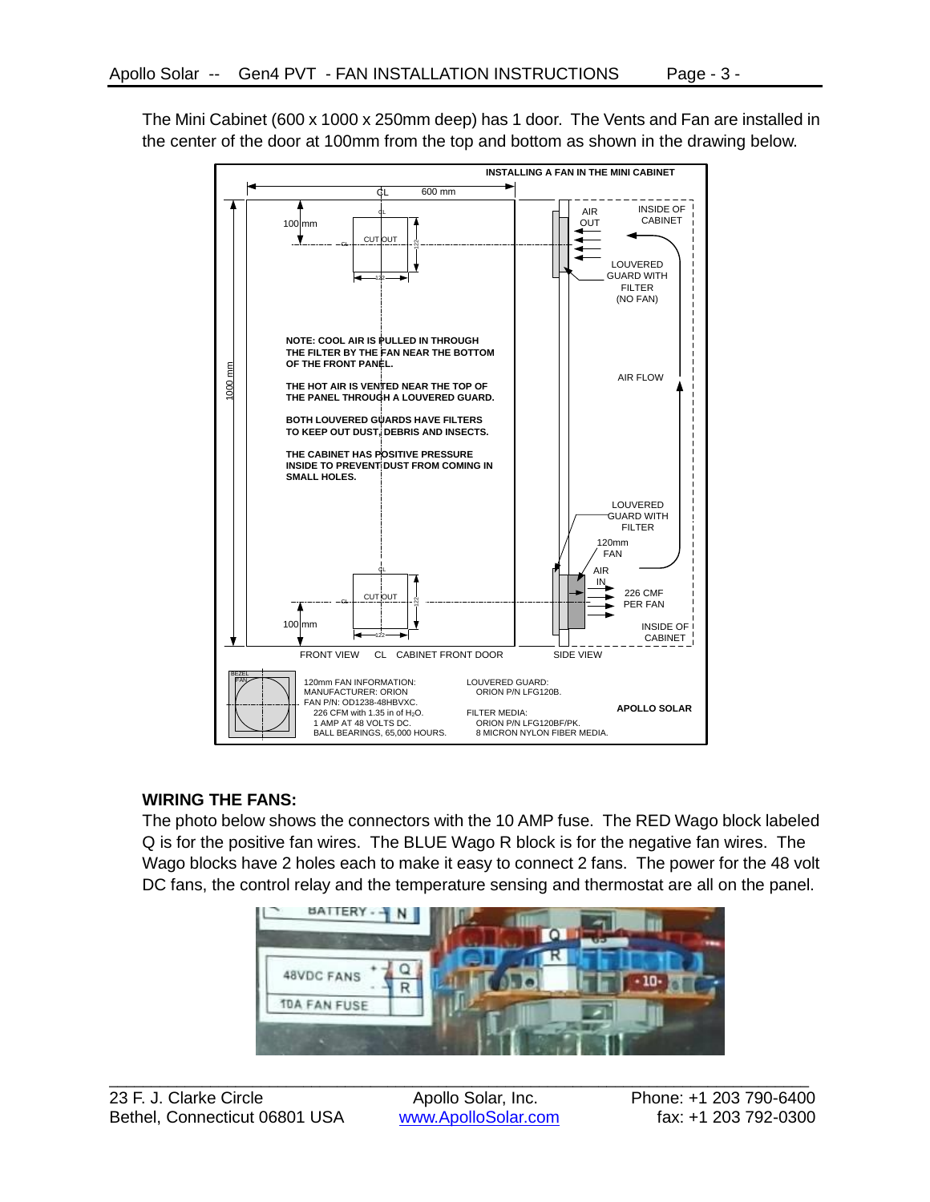The Mini Cabinet (600 x 1000 x 250mm deep) has 1 door. The Vents and Fan are installed in the center of the door at 100mm from the top and bottom as shown in the drawing below.

INSTALLING A FAN IN THE MINI CABINET

CL
600 mm
100 mm
CUT OUT
122
1000 mm
AIR OUT
INSIDE OF CABINET
LOUVERED GUARD WITH FILTER (NO FAN)

NOTE: COOL AIR IS PULLED IN THROUGH THE FILTER BY THE FAN NEAR THE BOTTOM OF THE FRONT PANEL.

THE HOT AIR IS VENTED NEAR THE TOP OF THE PANEL THROUGH A LOUVERED GUARD.

BOTH LOUVERED GUARDS HAVE FILTERS TO KEEP OUT DUST, DEBRIS AND INSECTS.

THE CABINET HAS POSITIVE PRESSURE INSIDE TO PREVENT DUST FROM COMING IN SMALL HOLES.

AIR FLOW
LOUVERED GUARD WITH FILTER
120mm FAN
AIR IN
226 CMF PER FAN
INSIDE OF CABINET
CUT OUT
122
100 mm

FRONT VIEW CL CABINET FRONT DOOR
SIDE VIEW

BEZEL
FAN

120mm FAN INFORMATION:
MANUFACTURER: ORION
FAN P/N: OD1238-48HBVXC.
226 CFM with 1.35 in of $H_2O$.
1 AMP AT 48 VOLTS DC.
BALL BEARINGS, 65,000 HOURS.

LOUVERED GUARD:
ORION P/N LFG120B.

FILTER MEDIA:
ORION P/N LFG120BF/PK.
8 MICRON NYLON FIBER MEDIA.

APOLLO SOLAR

## WIRING THE FANS:

The photo below shows the connectors with the 10 AMP fuse. The RED Wago block labeled Q is for the positive fan wires. The BLUE Wago R block is for the negative fan wires. The Wago blocks have 2 holes each to make it easy to connect 2 fans. The power for the 48 volt DC fans, the control relay and the temperature sensing and thermostat are all on the panel.

BATTERY - N
48VDC FANS + Q
- R
10A FAN FUSE
Q
R
10

23 F. J. Clarke Circle
Bethel, Connecticut 06801 USA

Apollo Solar, Inc.
www.ApolloSolar.com

Phone: +1 203 790-6400
fax: +1 203 792-0300